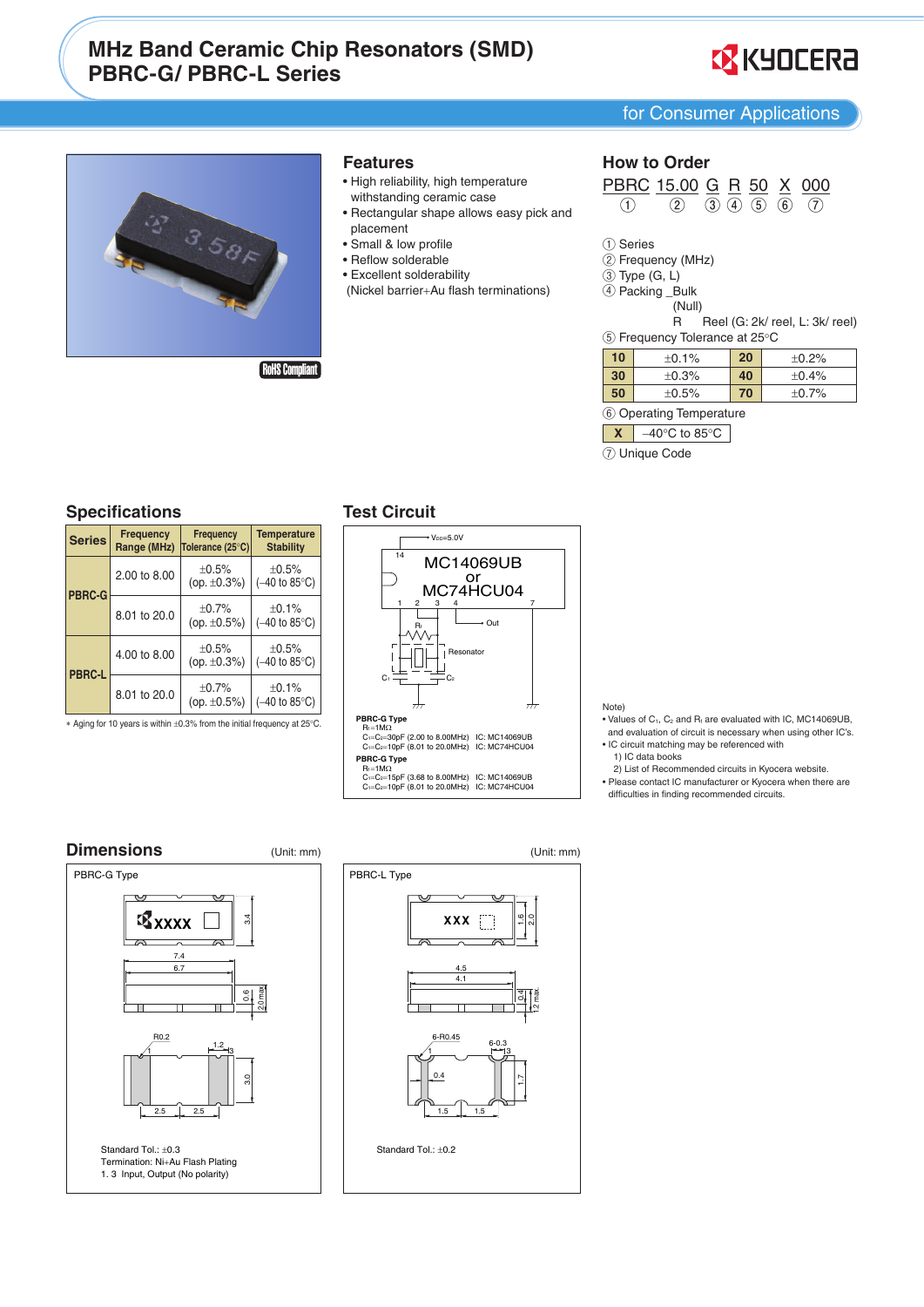# MHz Band Ceramic Chip Resonators (SMD) PBRC-G/ PBRC-L Series

for Consumer Applications

RoHS Compliant

## Features

- High reliability, high temperature withstanding ceramic case
- Rectangular shape allows easy pick and placement
- Small & low profile
- Reflow solderable
- Excellent solderability
  (Nickel barrier+Au flash terminations)

## How to Order

PBRC 15.00 G R 50 X 000
① ② ③ ④ ⑤ ⑥ ⑦

① Series
② Frequency (MHz)
③ Type (G, L)
④ Packing _Bulk (Null)
R Reel (G: 2k/ reel, L: 3k/ reel)
⑤ Frequency Tolerance at 25°C

| 10 | ±0.1% | 20 | ±0.2% |
|---|---|---|---|
| 30 | ±0.3% | 40 | ±0.4% |
| 50 | ±0.5% | 70 | ±0.7% |

⑥ Operating Temperature

| X | –40°C to 85°C |
|---|---|

⑦ Unique Code

## Specifications

| Series | Frequency Range (MHz) | Frequency Tolerance (25°C) | Temperature Stability |
|---|---|---|---|
| PBRC-G | 2.00 to 8.00 | ±0.5% (op. ±0.3%) | ±0.5% (–40 to 85°C) |
| | 8.01 to 20.0 | ±0.7% (op. ±0.5%) | ±0.1% (–40 to 85°C) |
| PBRC-L | 4.00 to 8.00 | ±0.5% (op. ±0.3%) | ±0.5% (–40 to 85°C) |
| | 8.01 to 20.0 | ±0.7% (op. ±0.5%) | ±0.1% (–40 to 85°C) |

∗ Aging for 10 years is within ±0.3% from the initial frequency at 25°C.

## Test Circuit

$V_{DD}$=5.0V
MC14069UB or MC74HCU04
14, 1, 2, 3, 4, 7
$R_f$, Out, Resonator, $C_1$, $C_2$

**PBRC-G Type**
$R_f$=1MΩ
$C_1$=$C_2$=30pF (2.00 to 8.00MHz) IC: MC14069UB
$C_1$=$C_2$=10pF (8.01 to 20.0MHz) IC: MC74HCU04

**PBRC-G Type**
$R_f$=1MΩ
$C_1$=$C_2$=15pF (3.68 to 8.00MHz) IC: MC14069UB
$C_1$=$C_2$=10pF (8.01 to 20.0MHz) IC: MC74HCU04

Note)
- Values of $C_1$, $C_2$ and $R_f$ are evaluated with IC, MC14069UB, and evaluation of circuit is necessary when using other IC's.
- IC circuit matching may be referenced with
  1) IC data books
  2) List of Recommended circuits in Kyocera website.
- Please contact IC manufacturer or Kyocera when there are difficulties in finding recommended circuits.

## Dimensions

(Unit: mm)

**PBRC-G Type**

XXXX
3.4, 7.4, 6.7, 0.6, 2.0 max, R0.2, 1.2, 1, 3, 3.0, 2.5, 2.5

Standard Tol.: ±0.3
Termination: Ni+Au Flash Plating
1. 3 Input, Output (No polarity)

(Unit: mm)

**PBRC-L Type**

XXX
1.6, 2.0, 4.5, 4.1, 0.4, 1.2 max, 6-R0.45, 6-0.3, 1, 3, 0.4, 1.7, 1.5, 1.5

Standard Tol.: ±0.2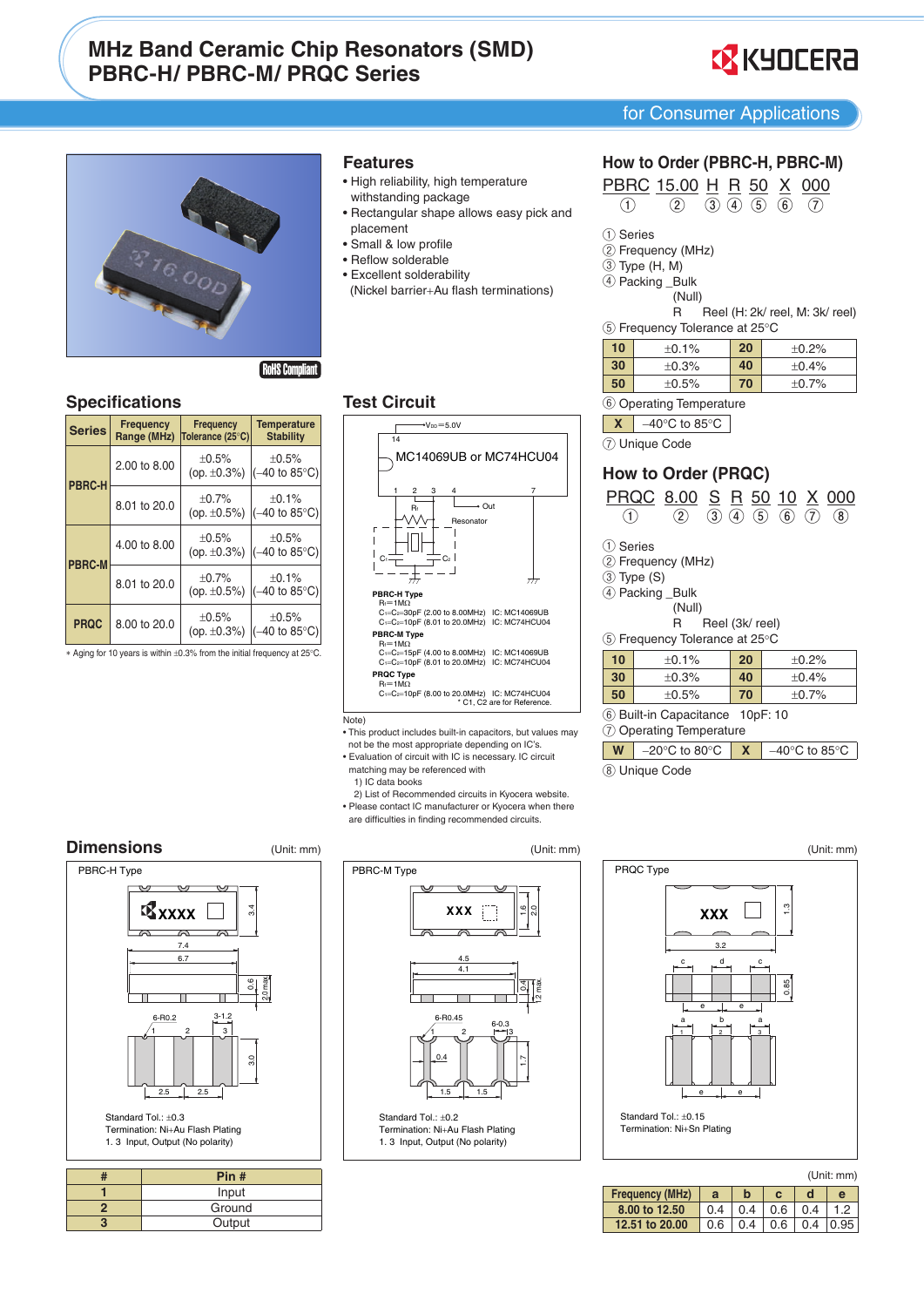# MHz Band Ceramic Chip Resonators (SMD)
# PBRC-H/ PBRC-M/ PRQC Series

for Consumer Applications

RoHS Compliant

## Features

- High reliability, high temperature withstanding package
- Rectangular shape allows easy pick and placement
- Small & low profile
- Reflow solderable
- Excellent solderability (Nickel barrier+Au flash terminations)

## How to Order (PBRC-H, PBRC-M)

PBRC 15.00 H R 50 X 000
① ② ③ ④ ⑤ ⑥ ⑦

① Series
② Frequency (MHz)
③ Type (H, M)
④ Packing _Bulk (Null)
R Reel (H: 2k/ reel, M: 3k/ reel)
⑤ Frequency Tolerance at 25°C

| | | | |
|---|---|---|---|
| 10 | ±0.1% | 20 | ±0.2% |
| 30 | ±0.3% | 40 | ±0.4% |
| 50 | ±0.5% | 70 | ±0.7% |

⑥ Operating Temperature

| | |
|---|---|
| X | −40°C to 85°C |

⑦ Unique Code

## Specifications

| Series | Frequency Range (MHz) | Frequency Tolerance (25°C) | Temperature Stability |
|---|---|---|---|
| PBRC-H | 2.00 to 8.00 | ±0.5% (op. ±0.3%) | ±0.5% (−40 to 85°C) |
| | 8.01 to 20.0 | ±0.7% (op. ±0.5%) | ±0.1% (−40 to 85°C) |
| PBRC-M | 4.00 to 8.00 | ±0.5% (op. ±0.3%) | ±0.5% (−40 to 85°C) |
| | 8.01 to 20.0 | ±0.7% (op. ±0.5%) | ±0.1% (−40 to 85°C) |
| PRQC | 8.00 to 20.0 | ±0.5% (op. ±0.3%) | ±0.5% (−40 to 85°C) |

* Aging for 10 years is within ±0.3% from the initial frequency at 25°C.

## Test Circuit

$V_{DD}$=5.0V

MC14069UB or MC74HCU04

Out, $R_f$, Resonator, $C_1$, $C_2$

**PBRC-H Type**
$R_f$=1MΩ
$C_1$=$C_2$=30pF (2.00 to 8.00MHz) IC: MC14069UB
$C_1$=$C_2$=10pF (8.01 to 20.0MHz) IC: MC74HCU04

**PBRC-M Type**
$R_f$=1MΩ
$C_1$=$C_2$=15pF (4.00 to 8.00MHz) IC: MC14069UB
$C_1$=$C_2$=10pF (8.01 to 20.0MHz) IC: MC74HCU04

**PRQC Type**
$R_f$=1MΩ
$C_1$=$C_2$=10pF (8.00 to 20.0MHz) IC: MC74HCU04
* C1, C2 are for Reference.

Note)
- This product includes built-in capacitors, but values may not be the most appropriate depending on IC's.
- Evaluation of circuit with IC is necessary. IC circuit matching may be referenced with
  1) IC data books
  2) List of Recommended circuits in Kyocera website.
- Please contact IC manufacturer or Kyocera when there are difficulties in finding recommended circuits.

## How to Order (PRQC)

PRQC 8.00 S R 50 10 X 000
① ② ③ ④ ⑤ ⑥ ⑦ ⑧

① Series
② Frequency (MHz)
③ Type (S)
④ Packing _Bulk (Null)
R Reel (3k/ reel)
⑤ Frequency Tolerance at 25°C

| | | | |
|---|---|---|---|
| 10 | ±0.1% | 20 | ±0.2% |
| 30 | ±0.3% | 40 | ±0.4% |
| 50 | ±0.5% | 70 | ±0.7% |

⑥ Built-in Capacitance 10pF: 10
⑦ Operating Temperature

| | | | |
|---|---|---|---|
| W | −20°C to 80°C | X | −40°C to 85°C |

⑧ Unique Code

## Dimensions

(Unit: mm)

**PBRC-H Type**

XXXX; 7.4; 6.7; 3.4; 0.6; 2.0 max; 6-R0.2; 3-1.2; 3.0; 2.5; 2.5

Standard Tol.: ±0.3
Termination: Ni+Au Flash Plating
1. 3 Input, Output (No polarity)

**PBRC-M Type**

XXX; 4.5; 4.1; 1.6; 2.0; 0.4; 1.2 max; 6-R0.45; 6-0.3; 0.4; 1.7; 1.5; 1.5

Standard Tol.: ±0.2
Termination: Ni+Au Flash Plating
1. 3 Input, Output (No polarity)

**PRQC Type**

XXX; 3.2; 1.3; 0.85; c; d; c; e; e; a; b; a

Standard Tol.: ±0.15
Termination: Ni+Sn Plating

| # | Pin # |
|---|---|
| 1 | Input |
| 2 | Ground |
| 3 | Output |

(Unit: mm)

| Frequency (MHz) | a | b | c | d | e |
|---|---|---|---|---|---|
| 8.00 to 12.50 | 0.4 | 0.4 | 0.6 | 0.4 | 1.2 |
| 12.51 to 20.00 | 0.6 | 0.4 | 0.6 | 0.4 | 0.95 |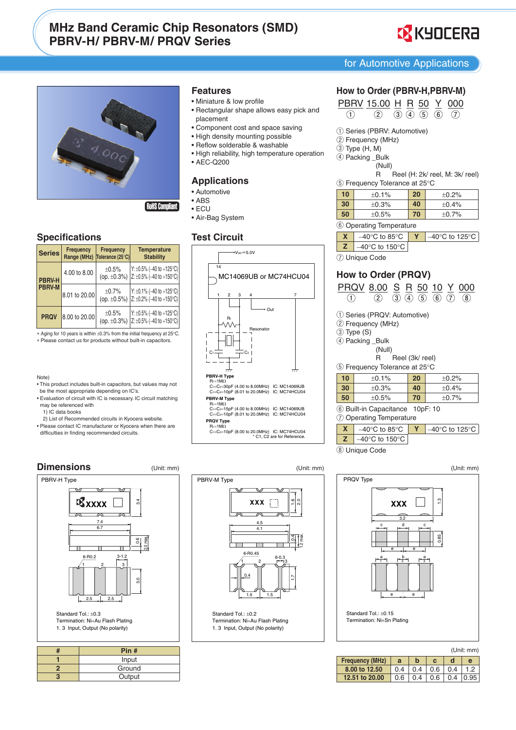# MHz Band Ceramic Chip Resonators (SMD) PBRV-H/ PBRV-M/ PRQV Series

for Automotive Applications

RoHS Compliant

## Features

- Miniature & low profile
- Rectangular shape allows easy pick and placement
- Component cost and space saving
- High density mounting possible
- Reflow solderable & washable
- High reliability, high temperature operation
- AEC-Q200

## Applications

- Automotive
- ABS
- ECU
- Air-Bag System

## How to Order (PBRV-H,PBRV-M)

PBRV 15.00 H R 50 Y 000
① ② ③ ④ ⑤ ⑥ ⑦

① Series (PBRV: Automotive)
② Frequency (MHz)
③ Type (H, M)
④ Packing _Bulk (Null)
R Reel (H: 2k/ reel, M: 3k/ reel)
⑤ Frequency Tolerance at 25°C

| 10 | ±0.1% | 20 | ±0.2% |
|---|---|---|---|
| 30 | ±0.3% | 40 | ±0.4% |
| 50 | ±0.5% | 70 | ±0.7% |

⑥ Operating Temperature

| X | –40°C to 85°C | Y | –40°C to 125°C |
|---|---|---|---|
| Z | –40°C to 150°C | | |

⑦ Unique Code

## How to Order (PRQV)

PRQV 8.00 S R 50 10 Y 000
① ② ③ ④ ⑤ ⑥ ⑦ ⑧

① Series (PRQV: Automotive)
② Frequency (MHz)
③ Type (S)
④ Packing _Bulk (Null)
R Reel (3k/ reel)
⑤ Frequency Tolerance at 25°C

| 10 | ±0.1% | 20 | ±0.2% |
|---|---|---|---|
| 30 | ±0.3% | 40 | ±0.4% |
| 50 | ±0.5% | 70 | ±0.7% |

⑥ Built-in Capacitance 10pF: 10
⑦ Operating Temperature

| X | –40°C to 85°C | Y | –40°C to 125°C |
|---|---|---|---|
| Z | –40°C to 150°C | | |

⑧ Unique Code

## Specifications

| Series | Frequency Range (MHz) | Frequency Tolerance (25°C) | Temperature Stability |
|---|---|---|---|
| PBRV-H PBRV-M | 4.00 to 8.00 | ±0.5% (op. ±0.3%) | Y: ±0.5% (–40 to +125°C) Z: ±0.5% (–40 to +150°C) |
| | 8.01 to 20.00 | ±0.7% (op. ±0.5%) | Y: ±0.1% (–40 to +125°C) Z: ±0.2% (–40 to +150°C) |
| PRQV | 8.00 to 20.00 | ±0.5% (op. ±0.3%) | Y: ±0.5% (–40 to +125°C) Z: ±0.5% (–40 to +150°C) |

* Aging for 10 years is within ±0.3% from the initial frequency at 25°C.
* Please contact us for products without built-in capacitors.

Note)
- This product includes built-in capacitors, but values may not be the most appropriate depending on IC's.
- Evaluation of circuit with IC is necessary. IC circuit matching may be referenced with
  1) IC data books
  2) List of Recommended circuits in Kyocera website.
- Please contact IC manufacturer or Kyocera when there are difficulties in finding recommended circuits.

## Test Circuit

$V_{DD}$=5.0V, MC14069UB or MC74HCU04, Out, Resonator, $R_f$, $C_1$, $C_2$

**PBRV-H Type**
$R_f$=1MΩ
$C_1$=$C_2$=30pF (4.00 to 8.00MHz) IC: MC14069UB
$C_1$=$C_2$=10pF (8.01 to 20.0MHz) IC: MC74HCU04

**PBRV-M Type**
$R_f$=1MΩ
$C_1$=$C_2$=15pF (4.00 to 8.00MHz) IC: MC14069UB
$C_1$=$C_2$=10pF (8.01 to 20.0MHz) IC: MC74HCU04

**PRQV Type**
$R_f$=1MΩ
$C_1$=$C_2$=10pF (8.00 to 20.0MHz) IC: MC74HCU04
* C1, C2 are for Reference.

## Dimensions

(Unit: mm)

**PBRV-H Type**

Standard Tol.: ±0.3
Termination: Ni+Au Flash Plating
1. 3 Input, Output (No polarity)

**PBRV-M Type**

Standard Tol.: ±0.2
Termination: Ni+Au Flash Plating
1. 3 Input, Output (No polarity)

**PRQV Type**

Standard Tol.: ±0.15
Termination: Ni+Sn Plating

| # | Pin # |
|---|---|
| 1 | Input |
| 2 | Ground |
| 3 | Output |

(Unit: mm)

| Frequency (MHz) | a | b | c | d | e |
|---|---|---|---|---|---|
| 8.00 to 12.50 | 0.4 | 0.4 | 0.6 | 0.4 | 1.2 |
| 12.51 to 20.00 | 0.6 | 0.4 | 0.6 | 0.4 | 0.95 |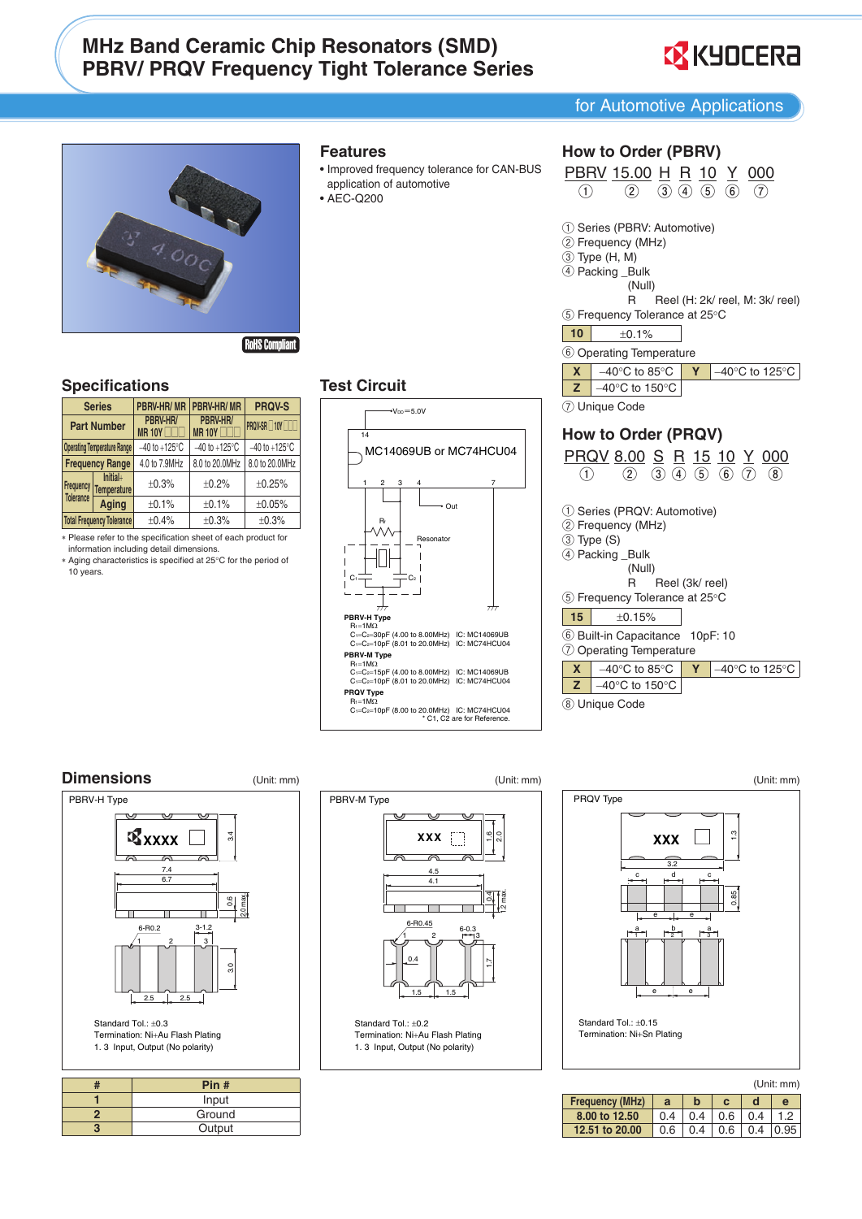# MHz Band Ceramic Chip Resonators (SMD) PBRV/ PRQV Frequency Tight Tolerance Series

for Automotive Applications

RoHS Compliant

## Features

- Improved frequency tolerance for CAN-BUS application of automotive
- AEC-Q200

## How to Order (PBRV)

PBRV 15.00 H R 10 Y 000
① ② ③ ④ ⑤ ⑥ ⑦

① Series (PBRV: Automotive)
② Frequency (MHz)
③ Type (H, M)
④ Packing _Bulk (Null)
R Reel (H: 2k/ reel, M: 3k/ reel)
⑤ Frequency Tolerance at 25°C

| 10 | ±0.1% |
|---|---|

⑥ Operating Temperature

| X | –40°C to 85°C | Y | –40°C to 125°C |
|---|---|---|---|
| Z | –40°C to 150°C | | |

⑦ Unique Code

## How to Order (PRQV)

PRQV 8.00 S R 15 10 Y 000
① ② ③ ④ ⑤ ⑥ ⑦ ⑧

① Series (PRQV: Automotive)
② Frequency (MHz)
③ Type (S)
④ Packing _Bulk (Null)
R Reel (3k/ reel)
⑤ Frequency Tolerance at 25°C

| 15 | ±0.15% |
|---|---|

⑥ Built-in Capacitance 10pF: 10
⑦ Operating Temperature

| X | –40°C to 85°C | Y | –40°C to 125°C |
|---|---|---|---|
| Z | –40°C to 150°C | | |

⑧ Unique Code

## Specifications

| Series | | PBRV-HR/ MR | PBRV-HR/ MR | PRQV-S |
|---|---|---|---|---|
| Part Number | | PBRV-HR/ MR 10Y□□□ | PBRV-HR/ MR 10Y□□□ | PRQV-SR□10Y□□□ |
| Operating Temperature Range | | -40 to +125°C | -40 to +125°C | -40 to +125°C |
| Frequency Range | | 4.0 to 7.9MHz | 8.0 to 20.0MHz | 8.0 to 20.0MHz |
| Frequency Tolerance | Initial+ Temperature | ±0.3% | ±0.2% | ±0.25% |
| | Aging | ±0.1% | ±0.1% | ±0.05% |
| Total Frequency Tolerance | | ±0.4% | ±0.3% | ±0.3% |

* Please refer to the specification sheet of each product for information including detail dimensions.
* Aging characteristics is specified at 25°C for the period of 10 years.

## Test Circuit

$V_{DD}$=5.0V
MC14069UB or MC74HCU04
Resonator, Out

**PBRV-H Type**
$R_f$=1MΩ
$C_1$=$C_2$=30pF (4.00 to 8.00MHz) IC: MC14069UB
$C_1$=$C_2$=10pF (8.01 to 20.0MHz) IC: MC74HCU04

**PBRV-M Type**
$R_f$=1MΩ
$C_1$=$C_2$=15pF (4.00 to 8.00MHz) IC: MC14069UB
$C_1$=$C_2$=10pF (8.01 to 20.0MHz) IC: MC74HCU04

**PRQV Type**
$R_f$=1MΩ
$C_1$=$C_2$=10pF (8.00 to 20.0MHz) IC: MC74HCU04
* C1, C2 are for Reference.

## Dimensions

(Unit: mm)

**PBRV-H Type**

Standard Tol.: ±0.3
Termination: Ni+Au Flash Plating
1. 3 Input, Output (No polarity)

**PBRV-M Type**

Standard Tol.: ±0.2
Termination: Ni+Au Flash Plating
1. 3 Input, Output (No polarity)

**PRQV Type**

Standard Tol.: ±0.15
Termination: Ni+Sn Plating

| # | Pin # |
|---|---|
| 1 | Input |
| 2 | Ground |
| 3 | Output |

(Unit: mm)

| Frequency (MHz) | a | b | c | d | e |
|---|---|---|---|---|---|
| 8.00 to 12.50 | 0.4 | 0.4 | 0.6 | 0.4 | 1.2 |
| 12.51 to 20.00 | 0.6 | 0.4 | 0.6 | 0.4 | 0.95 |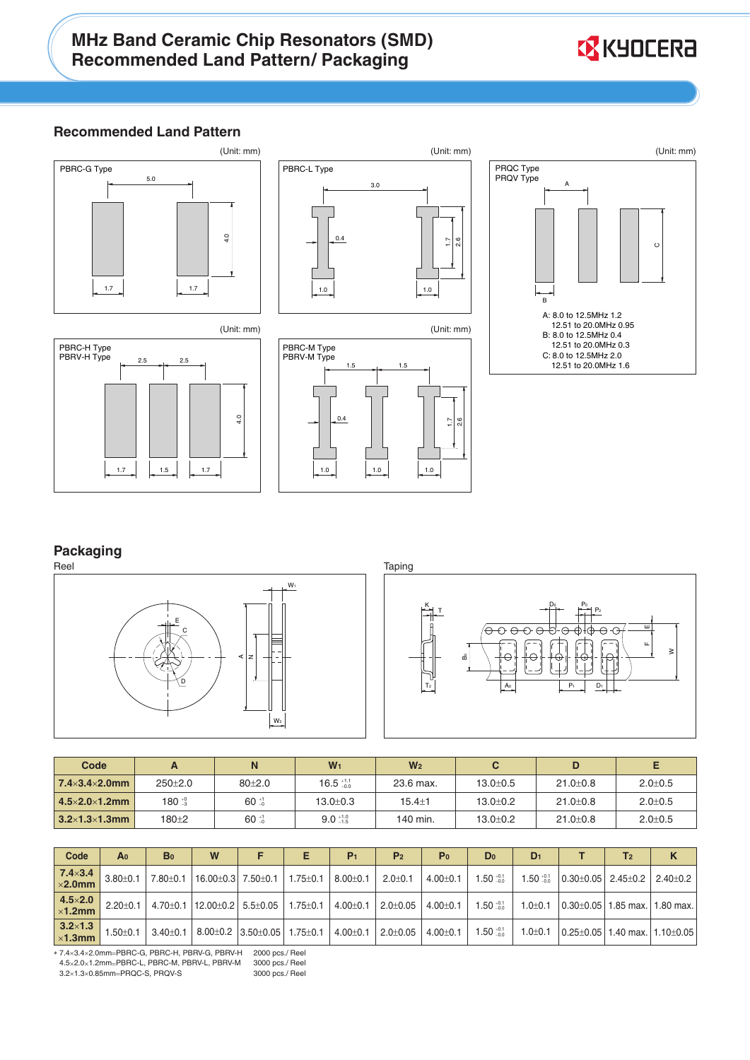# MHz Band Ceramic Chip Resonators (SMD) Recommended Land Pattern/ Packaging

## Recommended Land Pattern

(Unit: mm)

PBRC-G Type

5.0
4.0
1.7
1.7

(Unit: mm)

PBRC-L Type

3.0
0.4
1.7
2.6
1.0
1.0

(Unit: mm)

PRQC Type
PRQV Type

A
B
C

A: 8.0 to 12.5MHz 1.2
12.51 to 20.0MHz 0.95
B: 8.0 to 12.5MHz 0.4
12.51 to 20.0MHz 0.3
C: 8.0 to 12.5MHz 2.0
12.51 to 20.0MHz 1.6

(Unit: mm)

PBRC-H Type
PBRV-H Type

2.5
2.5
4.0
1.7
1.5
1.7

(Unit: mm)

PBRC-M Type
PBRV-M Type

1.5
1.5
0.4
1.7
2.6
1.0
1.0
1.0

## Packaging

Reel

$W_1$
E
C
D
A
N
$W_2$

Taping

K
T
$D_0$
$P_0$
$P_2$
E
F
W
$B_0$
$T_2$
$A_0$
$P_1$
$D_1$

| Code | A | N | $W_1$ | $W_2$ | C | D | E |
|---|---|---|---|---|---|---|---|
| **7.4×3.4×2.0mm** | 250±2.0 | 80±2.0 | $16.5^{+1.1}_{-0.0}$ | 23.6 max. | 13.0±0.5 | 21.0±0.8 | 2.0±0.5 |
| **4.5×2.0×1.2mm** | $180^{+0}_{-3}$ | $60^{+1}_{-0}$ | 13.0±0.3 | 15.4±1 | 13.0±0.2 | 21.0±0.8 | 2.0±0.5 |
| **3.2×1.3×1.3mm** | 180±2 | $60^{+1}_{-0}$ | $9.0^{+1.0}_{-1.5}$ | 140 min. | 13.0±0.2 | 21.0±0.8 | 2.0±0.5 |

| Code | $A_0$ | $B_0$ | W | F | E | $P_1$ | $P_2$ | $P_0$ | $D_0$ | $D_1$ | T | $T_2$ | K |
|---|---|---|---|---|---|---|---|---|---|---|---|---|---|
| **7.4×3.4×2.0mm** | 3.80±0.1 | 7.80±0.1 | 16.00±0.3 | 7.50±0.1 | 1.75±0.1 | 8.00±0.1 | 2.0±0.1 | 4.00±0.1 | $1.50^{+0.1}_{-0.0}$ | $1.50^{+0.1}_{-0.0}$ | 0.30±0.05 | 2.45±0.2 | 2.40±0.2 |
| **4.5×2.0×1.2mm** | 2.20±0.1 | 4.70±0.1 | 12.00±0.2 | 5.5±0.05 | 1.75±0.1 | 4.00±0.1 | 2.0±0.05 | 4.00±0.1 | $1.50^{+0.1}_{-0.0}$ | 1.0±0.1 | 0.30±0.05 | 1.85 max. | 1.80 max. |
| **3.2×1.3×1.3mm** | 1.50±0.1 | 3.40±0.1 | 8.00±0.2 | 3.50±0.05 | 1.75±0.1 | 4.00±0.1 | 2.0±0.05 | 4.00±0.1 | $1.50^{+0.1}_{-0.0}$ | 1.0±0.1 | 0.25±0.05 | 1.40 max. | 1.10±0.05 |

* 7.4×3.4×2.0mm=PBRC-G, PBRC-H, PBRV-G, PBRV-H 2000 pcs./ Reel
4.5×2.0×1.2mm=PBRC-L, PBRC-M, PBRV-L, PBRV-M 3000 pcs./ Reel
3.2×1.3×0.85mm=PRQC-S, PRQV-S 3000 pcs./ Reel